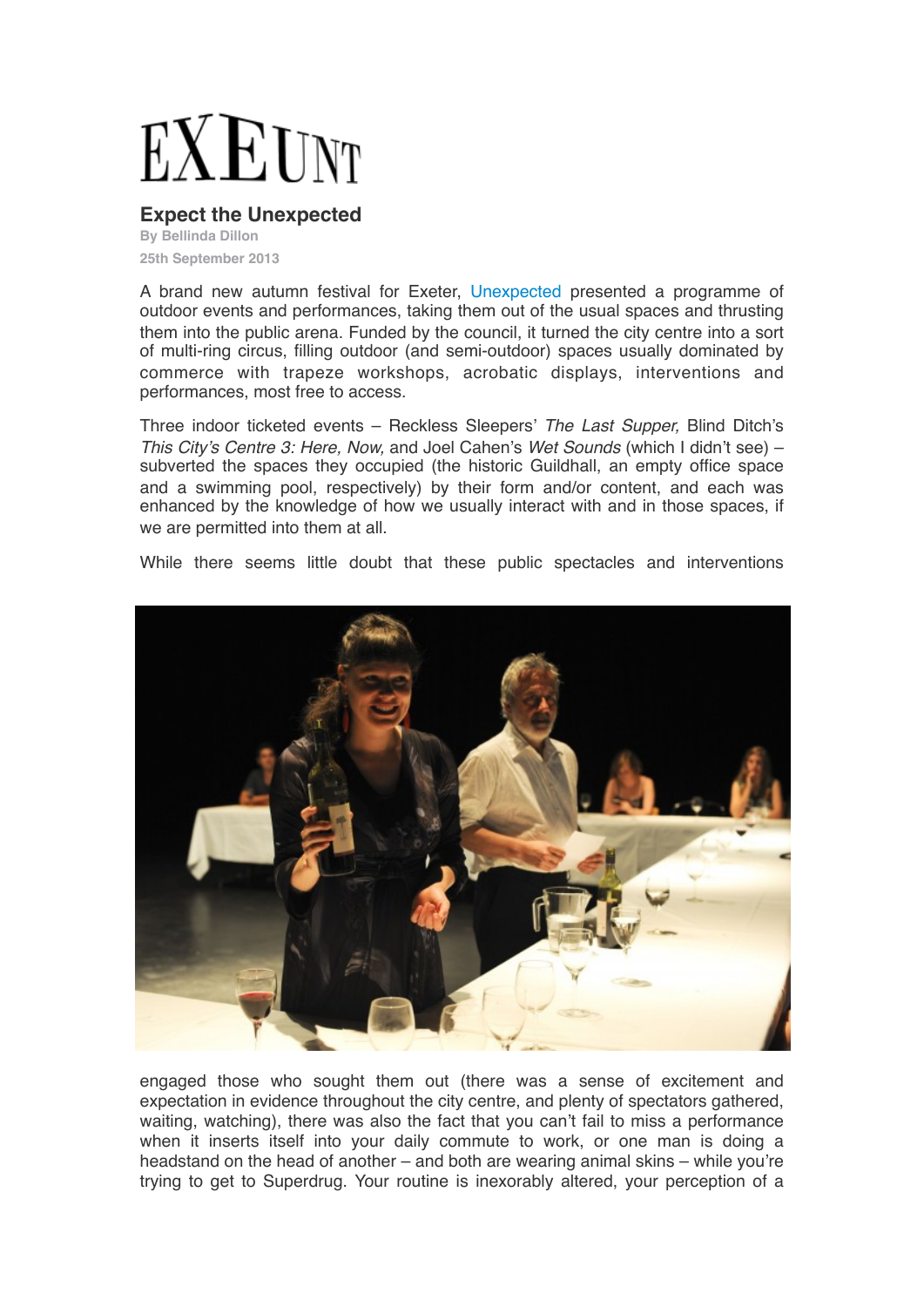# EXEUNT

## Expect the Unexpected

By Bellinda Dillon

25th September 2013

A brand new autumn festival for Exeter, Unexpected presented a programme of outdoor events and performances, taking them out of the usual spaces and thrusting them into the public arena. Funded by the council, it turned the city centre into a sort of multi-ring circus, filling outdoor (and semi-outdoor) spaces usually dominated by commerce with trapeze workshops, acrobatic displays, interventions and performances, most free to access.

Three indoor ticketed events – Reckless Sleepers' *The Last Supper,* Blind Ditch's *This City's Centre 3: Here, Now,* and Joel Cahen's *Wet Sounds* (which I didn't see) – subverted the spaces they occupied (the historic Guildhall, an empty office space and a swimming pool, respectively) by their form and/or content, and each was enhanced by the knowledge of how we usually interact with and in those spaces, if we are permitted into them at all.

While there seems little doubt that these public spectacles and interventions engaged those who sought them out (there was a sense of excitement and expectation in evidence throughout the city centre, and plenty of spectators gathered, waiting, watching), there was also the fact that you can't fail to miss a performance when it inserts itself into your daily commute to work, or one man is doing a headstand on the head of another – and both are wearing animal skins – while you're trying to get to Superdrug. Your routine is inexorably altered, your perception of a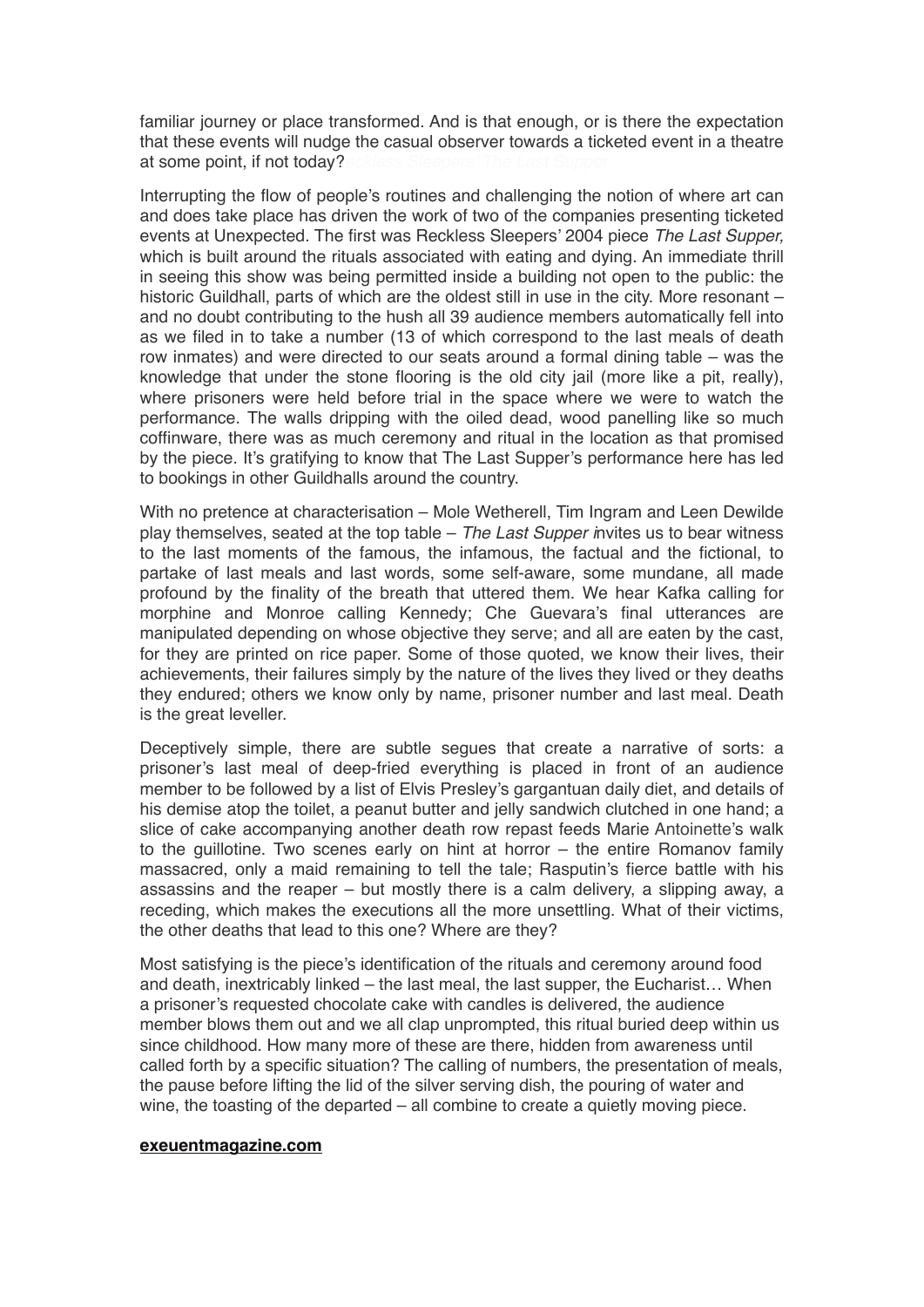familiar journey or place transformed. And is that enough, or is there the expectation that these events will nudge the casual observer towards a ticketed event in a theatre at some point, if not today?

Interrupting the flow of people's routines and challenging the notion of where art can and does take place has driven the work of two of the companies presenting ticketed events at Unexpected. The first was Reckless Sleepers' 2004 piece *The Last Supper,* which is built around the rituals associated with eating and dying. An immediate thrill in seeing this show was being permitted inside a building not open to the public: the historic Guildhall, parts of which are the oldest still in use in the city. More resonant – and no doubt contributing to the hush all 39 audience members automatically fell into as we filed in to take a number (13 of which correspond to the last meals of death row inmates) and were directed to our seats around a formal dining table – was the knowledge that under the stone flooring is the old city jail (more like a pit, really), where prisoners were held before trial in the space where we were to watch the performance. The walls dripping with the oiled dead, wood panelling like so much coffinware, there was as much ceremony and ritual in the location as that promised by the piece. It's gratifying to know that The Last Supper's performance here has led to bookings in other Guildhalls around the country.

With no pretence at characterisation – Mole Wetherell, Tim Ingram and Leen Dewilde play themselves, seated at the top table – *The Last Supper i*nvites us to bear witness to the last moments of the famous, the infamous, the factual and the fictional, to partake of last meals and last words, some self-aware, some mundane, all made profound by the finality of the breath that uttered them. We hear Kafka calling for morphine and Monroe calling Kennedy; Che Guevara's final utterances are manipulated depending on whose objective they serve; and all are eaten by the cast, for they are printed on rice paper. Some of those quoted, we know their lives, their achievements, their failures simply by the nature of the lives they lived or they deaths they endured; others we know only by name, prisoner number and last meal. Death is the great leveller.

Deceptively simple, there are subtle segues that create a narrative of sorts: a prisoner's last meal of deep-fried everything is placed in front of an audience member to be followed by a list of Elvis Presley's gargantuan daily diet, and details of his demise atop the toilet, a peanut butter and jelly sandwich clutched in one hand; a slice of cake accompanying another death row repast feeds Marie Antoinette's walk to the guillotine. Two scenes early on hint at horror – the entire Romanov family massacred, only a maid remaining to tell the tale; Rasputin's fierce battle with his assassins and the reaper – but mostly there is a calm delivery, a slipping away, a receding, which makes the executions all the more unsettling. What of their victims, the other deaths that lead to this one? Where are they?

Most satisfying is the piece's identification of the rituals and ceremony around food and death, inextricably linked – the last meal, the last supper, the Eucharist… When a prisoner's requested chocolate cake with candles is delivered, the audience member blows them out and we all clap unprompted, this ritual buried deep within us since childhood. How many more of these are there, hidden from awareness until called forth by a specific situation? The calling of numbers, the presentation of meals, the pause before lifting the lid of the silver serving dish, the pouring of water and wine, the toasting of the departed – all combine to create a quietly moving piece.

**exeuentmagazine.com**